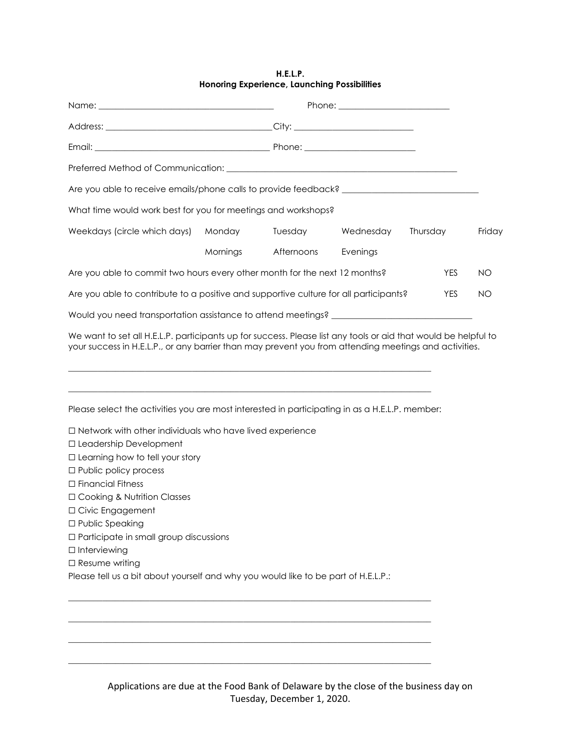**H.E.L.P.**
**Honoring Experience, Launching Possibilities**

Name: ________________________________________ Phone: _________________________

Address: ______________________________________City: ___________________________

Email: ________________________________________ Phone: _________________________

Preferred Method of Communication: ___________________________________________________

Are you able to receive emails/phone calls to provide feedback? ______________________________

What time would work best for you for meetings and workshops?

| Weekdays (circle which days) | Monday | Tuesday | Wednesday | Thursday | Friday |
|---|---|---|---|---|---|
| | Mornings | Afternoons | Evenings | | |

Are you able to commit two hours every other month for the next 12 months? YES NO

Are you able to contribute to a positive and supportive culture for all participants? YES NO

Would you need transportation assistance to attend meetings? _______________________________

We want to set all H.E.L.P. participants up for success. Please list any tools or aid that would be helpful to your success in H.E.L.P., or any barrier than may prevent you from attending meetings and activities.

_____________________________________________________________________________________

_____________________________________________________________________________________

Please select the activities you are most interested in participating in as a H.E.L.P. member:

☐ Network with other individuals who have lived experience
☐ Leadership Development
☐ Learning how to tell your story
☐ Public policy process
☐ Financial Fitness
☐ Cooking & Nutrition Classes
☐ Civic Engagement
☐ Public Speaking
☐ Participate in small group discussions
☐ Interviewing
☐ Resume writing

Please tell us a bit about yourself and why you would like to be part of H.E.L.P.:

_____________________________________________________________________________________

_____________________________________________________________________________________

_____________________________________________________________________________________

_____________________________________________________________________________________

Applications are due at the Food Bank of Delaware by the close of the business day on Tuesday, December 1, 2020.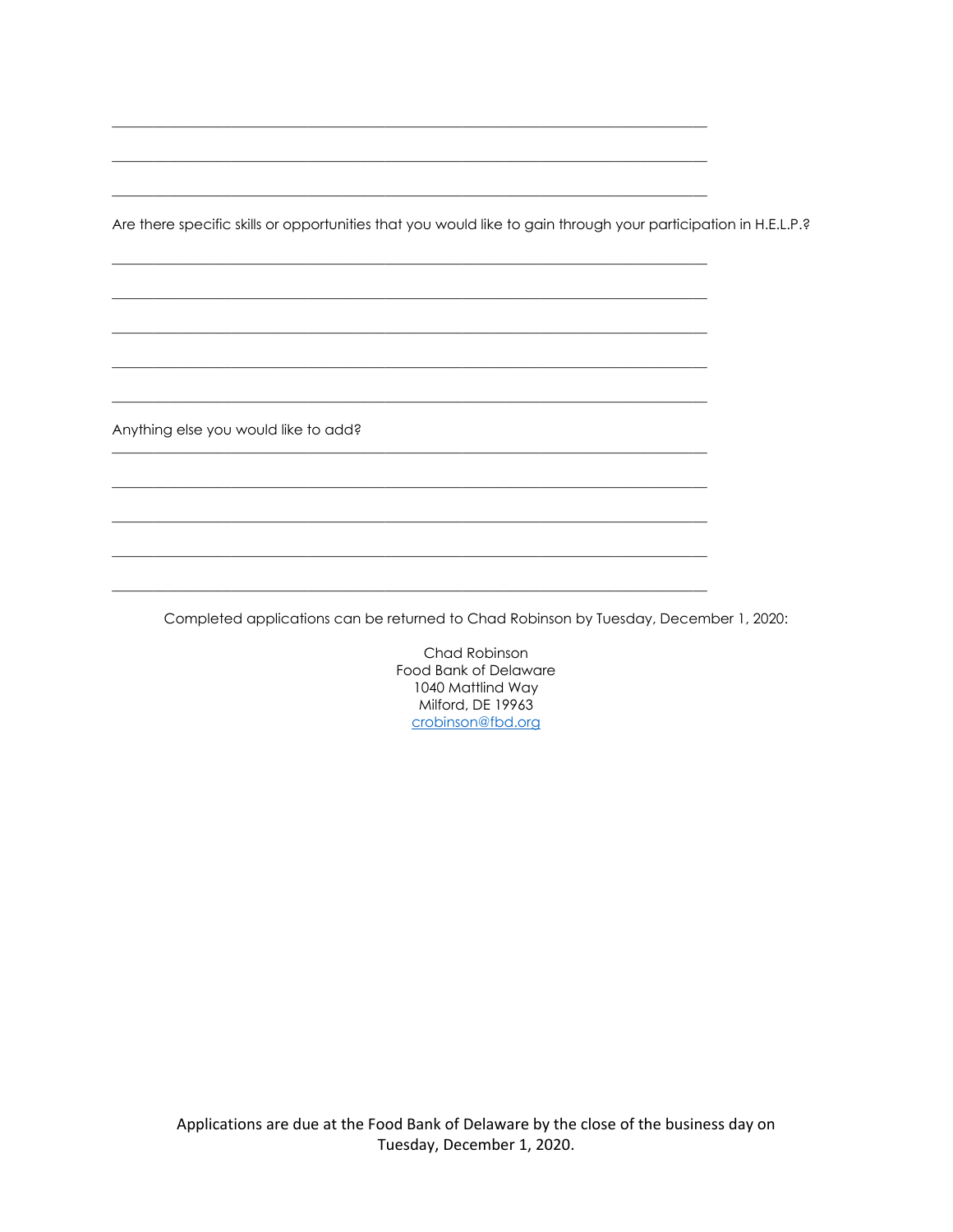\_\_\_\_\_\_\_\_\_\_\_\_\_\_\_\_\_\_\_\_\_\_\_\_\_\_\_\_\_\_\_\_\_\_\_\_\_\_\_\_\_\_\_\_\_\_\_\_\_\_\_\_\_\_\_\_\_\_\_\_\_\_\_\_\_\_\_\_\_\_\_\_\_\_\_\_

\_\_\_\_\_\_\_\_\_\_\_\_\_\_\_\_\_\_\_\_\_\_\_\_\_\_\_\_\_\_\_\_\_\_\_\_\_\_\_\_\_\_\_\_\_\_\_\_\_\_\_\_\_\_\_\_\_\_\_\_\_\_\_\_\_\_\_\_\_\_\_\_\_\_\_\_

\_\_\_\_\_\_\_\_\_\_\_\_\_\_\_\_\_\_\_\_\_\_\_\_\_\_\_\_\_\_\_\_\_\_\_\_\_\_\_\_\_\_\_\_\_\_\_\_\_\_\_\_\_\_\_\_\_\_\_\_\_\_\_\_\_\_\_\_\_\_\_\_\_\_\_\_

Are there specific skills or opportunities that you would like to gain through your participation in H.E.L.P.?

\_\_\_\_\_\_\_\_\_\_\_\_\_\_\_\_\_\_\_\_\_\_\_\_\_\_\_\_\_\_\_\_\_\_\_\_\_\_\_\_\_\_\_\_\_\_\_\_\_\_\_\_\_\_\_\_\_\_\_\_\_\_\_\_\_\_\_\_\_\_\_\_\_\_\_\_

\_\_\_\_\_\_\_\_\_\_\_\_\_\_\_\_\_\_\_\_\_\_\_\_\_\_\_\_\_\_\_\_\_\_\_\_\_\_\_\_\_\_\_\_\_\_\_\_\_\_\_\_\_\_\_\_\_\_\_\_\_\_\_\_\_\_\_\_\_\_\_\_\_\_\_\_

\_\_\_\_\_\_\_\_\_\_\_\_\_\_\_\_\_\_\_\_\_\_\_\_\_\_\_\_\_\_\_\_\_\_\_\_\_\_\_\_\_\_\_\_\_\_\_\_\_\_\_\_\_\_\_\_\_\_\_\_\_\_\_\_\_\_\_\_\_\_\_\_\_\_\_\_

\_\_\_\_\_\_\_\_\_\_\_\_\_\_\_\_\_\_\_\_\_\_\_\_\_\_\_\_\_\_\_\_\_\_\_\_\_\_\_\_\_\_\_\_\_\_\_\_\_\_\_\_\_\_\_\_\_\_\_\_\_\_\_\_\_\_\_\_\_\_\_\_\_\_\_\_

\_\_\_\_\_\_\_\_\_\_\_\_\_\_\_\_\_\_\_\_\_\_\_\_\_\_\_\_\_\_\_\_\_\_\_\_\_\_\_\_\_\_\_\_\_\_\_\_\_\_\_\_\_\_\_\_\_\_\_\_\_\_\_\_\_\_\_\_\_\_\_\_\_\_\_\_

Anything else you would like to add?

\_\_\_\_\_\_\_\_\_\_\_\_\_\_\_\_\_\_\_\_\_\_\_\_\_\_\_\_\_\_\_\_\_\_\_\_\_\_\_\_\_\_\_\_\_\_\_\_\_\_\_\_\_\_\_\_\_\_\_\_\_\_\_\_\_\_\_\_\_\_\_\_\_\_\_\_

\_\_\_\_\_\_\_\_\_\_\_\_\_\_\_\_\_\_\_\_\_\_\_\_\_\_\_\_\_\_\_\_\_\_\_\_\_\_\_\_\_\_\_\_\_\_\_\_\_\_\_\_\_\_\_\_\_\_\_\_\_\_\_\_\_\_\_\_\_\_\_\_\_\_\_\_

\_\_\_\_\_\_\_\_\_\_\_\_\_\_\_\_\_\_\_\_\_\_\_\_\_\_\_\_\_\_\_\_\_\_\_\_\_\_\_\_\_\_\_\_\_\_\_\_\_\_\_\_\_\_\_\_\_\_\_\_\_\_\_\_\_\_\_\_\_\_\_\_\_\_\_\_

\_\_\_\_\_\_\_\_\_\_\_\_\_\_\_\_\_\_\_\_\_\_\_\_\_\_\_\_\_\_\_\_\_\_\_\_\_\_\_\_\_\_\_\_\_\_\_\_\_\_\_\_\_\_\_\_\_\_\_\_\_\_\_\_\_\_\_\_\_\_\_\_\_\_\_\_

\_\_\_\_\_\_\_\_\_\_\_\_\_\_\_\_\_\_\_\_\_\_\_\_\_\_\_\_\_\_\_\_\_\_\_\_\_\_\_\_\_\_\_\_\_\_\_\_\_\_\_\_\_\_\_\_\_\_\_\_\_\_\_\_\_\_\_\_\_\_\_\_\_\_\_\_

Completed applications can be returned to Chad Robinson by Tuesday, December 1, 2020:

Chad Robinson
Food Bank of Delaware
1040 Mattlind Way
Milford, DE 19963
crobinson@fbd.org

Applications are due at the Food Bank of Delaware by the close of the business day on Tuesday, December 1, 2020.